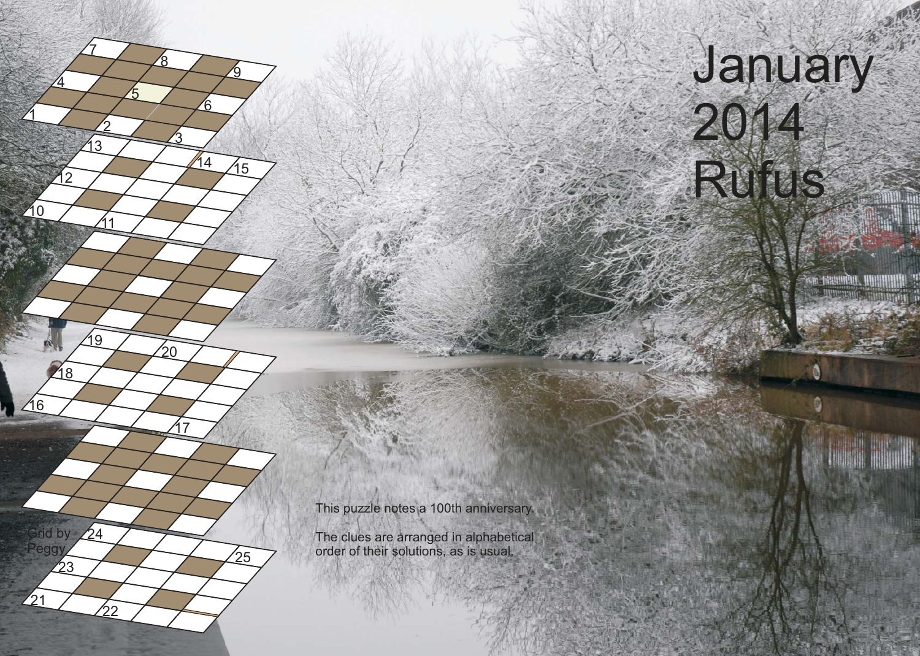# January 2014 Rufus

This puzzle notes a 100th anniversary.

The clues are arranged in alphabetical order of their solutions, as is usual.

Grid by Peggy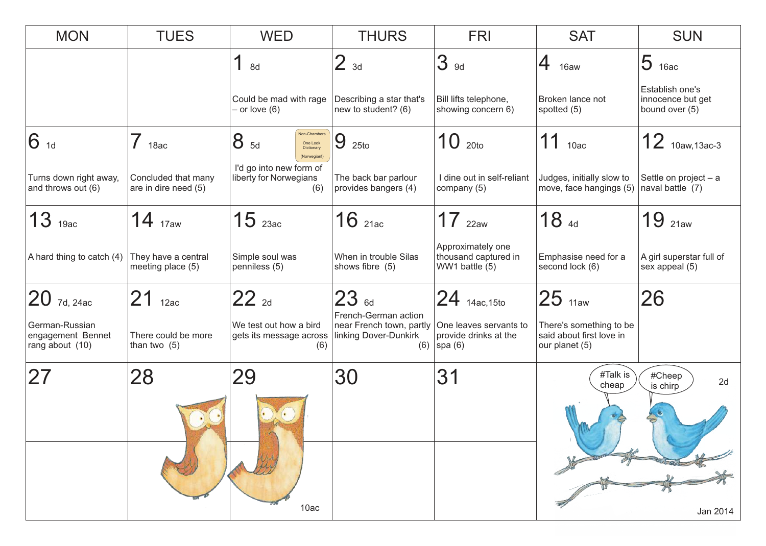| MON | TUES | WED | THURS | FRI | SAT | SUN |
|---|---|---|---|---|---|---|
| | | 1 8d<br>Could be mad with rage – or love (6) | 2 3d<br>Describing a star that's new to student? (6) | 3 9d<br>Bill lifts telephone, showing concern 6) | 4 16aw<br>Broken lance not spotted (5) | 5 16ac<br>Establish one's innocence but get bound over (5) |
| 6 1d<br>Turns down right away, and throws out (6) | 7 18ac<br>Concluded that many are in dire need (5) | 8 5d<br>Non-Chambers One Look Dictionary (Norwegian!)<br>I'd go into new form of liberty for Norwegians (6) | 9 25to<br>The back bar parlour provides bangers (4) | 10 20to<br>I dine out in self-reliant company (5) | 11 10ac<br>Judges, initially slow to move, face hangings (5) | 12 10aw,13ac-3<br>Settle on project – a naval battle (7) |
| 13 19ac<br>A hard thing to catch (4) | 14 17aw<br>They have a central meeting place (5) | 15 23ac<br>Simple soul was penniless (5) | 16 21ac<br>When in trouble Silas shows fibre (5) | 17 22aw<br>Approximately one thousand captured in WW1 battle (5) | 18 4d<br>Emphasise need for a second lock (6) | 19 21aw<br>A girl superstar full of sex appeal (5) |
| 20 7d, 24ac<br>German-Russian engagement Bennet rang about (10) | 21 12ac<br>There could be more than two (5) | 22 2d<br>We test out how a bird gets its message across (6) | 23 6d<br>French-German action near French town, partly linking Dover-Dunkirk (6) | 24 14ac,15to<br>One leaves servants to provide drinks at the spa (6) | 25 11aw<br>There's something to be said about first love in our planet (5) | 26 |
| 27 | 28 | 29<br>10ac | 30 | 31 | #Talk is cheap | #Cheep is chirp<br>2d |

Jan 2014